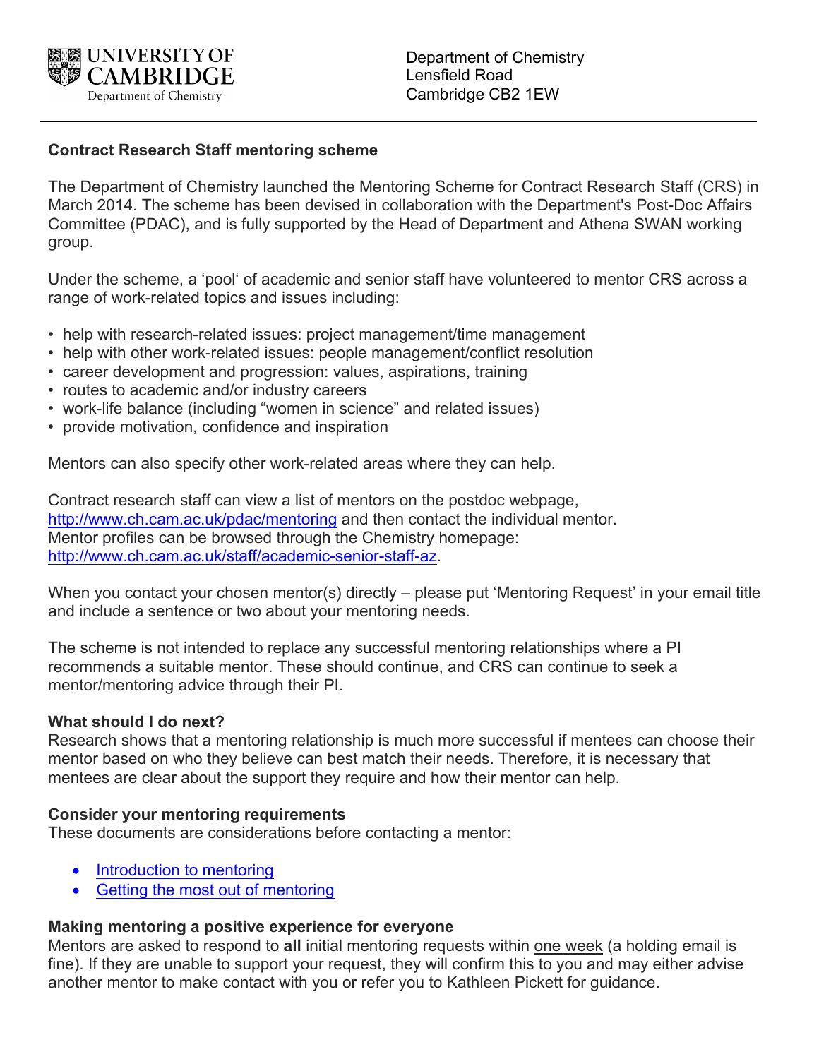UNIVERSITY OF CAMBRIDGE
Department of Chemistry

Department of Chemistry
Lensfield Road
Cambridge CB2 1EW

## Contract Research Staff mentoring scheme

The Department of Chemistry launched the Mentoring Scheme for Contract Research Staff (CRS) in March 2014. The scheme has been devised in collaboration with the Department's Post-Doc Affairs Committee (PDAC), and is fully supported by the Head of Department and Athena SWAN working group.

Under the scheme, a 'pool' of academic and senior staff have volunteered to mentor CRS across a range of work-related topics and issues including:

- help with research-related issues: project management/time management
- help with other work-related issues: people management/conflict resolution
- career development and progression: values, aspirations, training
- routes to academic and/or industry careers
- work-life balance (including "women in science" and related issues)
- provide motivation, confidence and inspiration

Mentors can also specify other work-related areas where they can help.

Contract research staff can view a list of mentors on the postdoc webpage, [http://www.ch.cam.ac.uk/pdac/mentoring](http://www.ch.cam.ac.uk/pdac/mentoring) and then contact the individual mentor.
Mentor profiles can be browsed through the Chemistry homepage: [http://www.ch.cam.ac.uk/staff/academic-senior-staff-az](http://www.ch.cam.ac.uk/staff/academic-senior-staff-az).

When you contact your chosen mentor(s) directly – please put 'Mentoring Request' in your email title and include a sentence or two about your mentoring needs.

The scheme is not intended to replace any successful mentoring relationships where a PI recommends a suitable mentor. These should continue, and CRS can continue to seek a mentor/mentoring advice through their PI.

### What should I do next?

Research shows that a mentoring relationship is much more successful if mentees can choose their mentor based on who they believe can best match their needs. Therefore, it is necessary that mentees are clear about the support they require and how their mentor can help.

### Consider your mentoring requirements

These documents are considerations before contacting a mentor:

- Introduction to mentoring
- Getting the most out of mentoring

### Making mentoring a positive experience for everyone

Mentors are asked to respond to **all** initial mentoring requests within one week (a holding email is fine). If they are unable to support your request, they will confirm this to you and may either advise another mentor to make contact with you or refer you to Kathleen Pickett for guidance.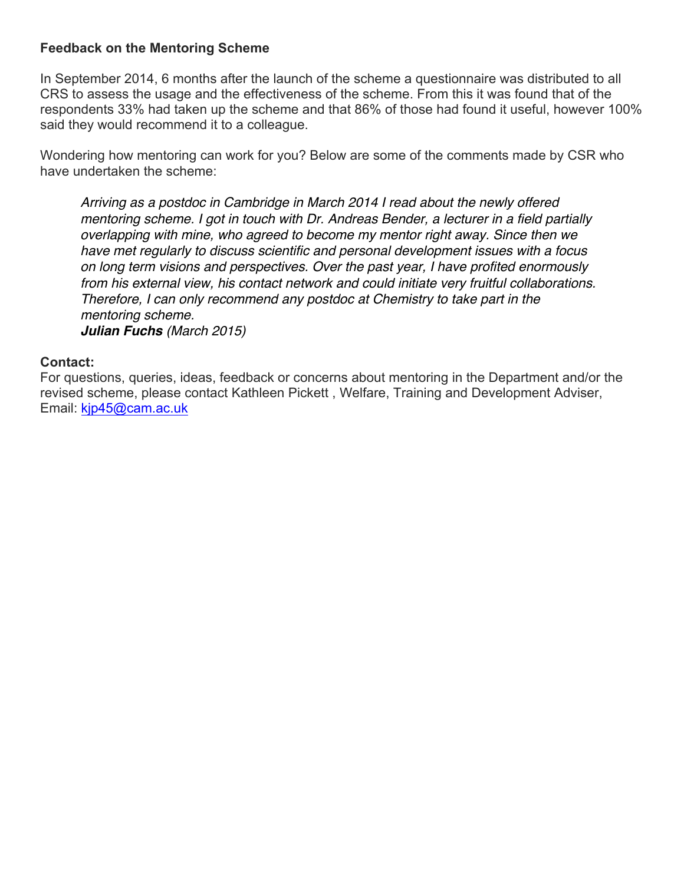**Feedback on the Mentoring Scheme**

In September 2014, 6 months after the launch of the scheme a questionnaire was distributed to all CRS to assess the usage and the effectiveness of the scheme. From this it was found that of the respondents 33% had taken up the scheme and that 86% of those had found it useful, however 100% said they would recommend it to a colleague.

Wondering how mentoring can work for you? Below are some of the comments made by CSR who have undertaken the scheme:

> *Arriving as a postdoc in Cambridge in March 2014 I read about the newly offered mentoring scheme. I got in touch with Dr. Andreas Bender, a lecturer in a field partially overlapping with mine, who agreed to become my mentor right away. Since then we have met regularly to discuss scientific and personal development issues with a focus on long term visions and perspectives. Over the past year, I have profited enormously from his external view, his contact network and could initiate very fruitful collaborations. Therefore, I can only recommend any postdoc at Chemistry to take part in the mentoring scheme.*
> ***Julian Fuchs*** *(March 2015)*

**Contact:**
For questions, queries, ideas, feedback or concerns about mentoring in the Department and/or the revised scheme, please contact Kathleen Pickett , Welfare, Training and Development Adviser, Email: kjp45@cam.ac.uk